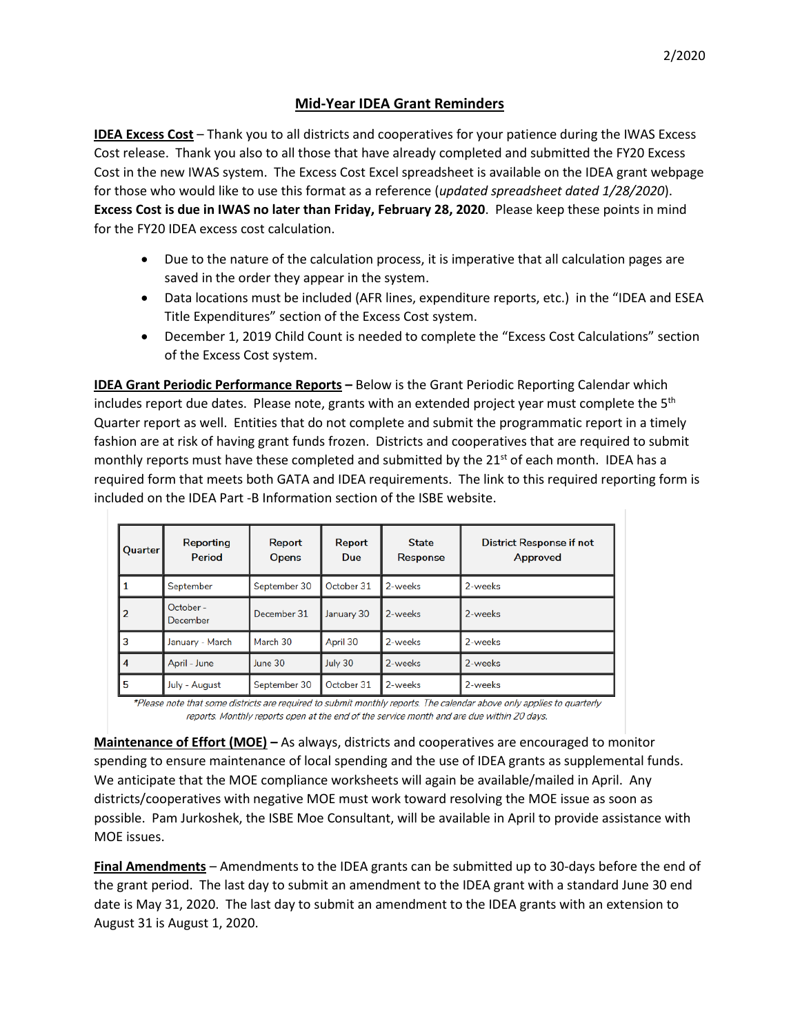2/2020

# Mid-Year IDEA Grant Reminders

**IDEA Excess Cost** – Thank you to all districts and cooperatives for your patience during the IWAS Excess Cost release. Thank you also to all those that have already completed and submitted the FY20 Excess Cost in the new IWAS system. The Excess Cost Excel spreadsheet is available on the IDEA grant webpage for those who would like to use this format as a reference (*updated spreadsheet dated 1/28/2020*). **Excess Cost is due in IWAS no later than Friday, February 28, 2020**. Please keep these points in mind for the FY20 IDEA excess cost calculation.

- Due to the nature of the calculation process, it is imperative that all calculation pages are saved in the order they appear in the system.
- Data locations must be included (AFR lines, expenditure reports, etc.) in the "IDEA and ESEA Title Expenditures" section of the Excess Cost system.
- December 1, 2019 Child Count is needed to complete the "Excess Cost Calculations" section of the Excess Cost system.

**IDEA Grant Periodic Performance Reports** – Below is the Grant Periodic Reporting Calendar which includes report due dates. Please note, grants with an extended project year must complete the 5th Quarter report as well. Entities that do not complete and submit the programmatic report in a timely fashion are at risk of having grant funds frozen. Districts and cooperatives that are required to submit monthly reports must have these completed and submitted by the 21st of each month. IDEA has a required form that meets both GATA and IDEA requirements. The link to this required reporting form is included on the IDEA Part -B Information section of the ISBE website.

| Quarter | Reporting Period | Report Opens | Report Due | State Response | District Response if not Approved |
|---|---|---|---|---|---|
| 1 | September | September 30 | October 31 | 2-weeks | 2-weeks |
| 2 | October - December | December 31 | January 30 | 2-weeks | 2-weeks |
| 3 | January - March | March 30 | April 30 | 2-weeks | 2-weeks |
| 4 | April - June | June 30 | July 30 | 2-weeks | 2-weeks |
| 5 | July - August | September 30 | October 31 | 2-weeks | 2-weeks |

*\*Please note that some districts are required to submit monthly reports. The calendar above only applies to quarterly reports. Monthly reports open at the end of the service month and are due within 20 days.*

**Maintenance of Effort (MOE)** – As always, districts and cooperatives are encouraged to monitor spending to ensure maintenance of local spending and the use of IDEA grants as supplemental funds. We anticipate that the MOE compliance worksheets will again be available/mailed in April. Any districts/cooperatives with negative MOE must work toward resolving the MOE issue as soon as possible. Pam Jurkoshek, the ISBE Moe Consultant, will be available in April to provide assistance with MOE issues.

**Final Amendments** – Amendments to the IDEA grants can be submitted up to 30-days before the end of the grant period. The last day to submit an amendment to the IDEA grant with a standard June 30 end date is May 31, 2020. The last day to submit an amendment to the IDEA grants with an extension to August 31 is August 1, 2020.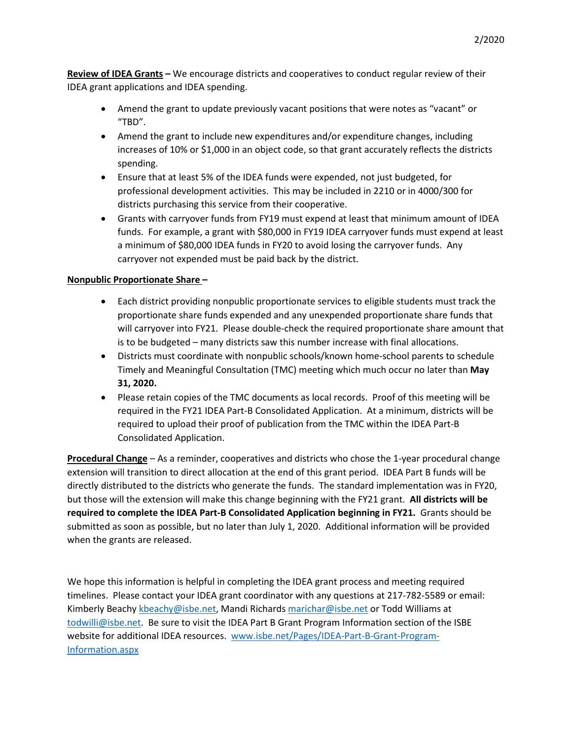**Review of IDEA Grants** – We encourage districts and cooperatives to conduct regular review of their IDEA grant applications and IDEA spending.

- Amend the grant to update previously vacant positions that were notes as "vacant" or "TBD".
- Amend the grant to include new expenditures and/or expenditure changes, including increases of 10% or $1,000 in an object code, so that grant accurately reflects the districts spending.
- Ensure that at least 5% of the IDEA funds were expended, not just budgeted, for professional development activities. This may be included in 2210 or in 4000/300 for districts purchasing this service from their cooperative.
- Grants with carryover funds from FY19 must expend at least that minimum amount of IDEA funds. For example, a grant with $80,000 in FY19 IDEA carryover funds must expend at least a minimum of $80,000 IDEA funds in FY20 to avoid losing the carryover funds. Any carryover not expended must be paid back by the district.

**Nonpublic Proportionate Share** –

- Each district providing nonpublic proportionate services to eligible students must track the proportionate share funds expended and any unexpended proportionate share funds that will carryover into FY21. Please double-check the required proportionate share amount that is to be budgeted – many districts saw this number increase with final allocations.
- Districts must coordinate with nonpublic schools/known home-school parents to schedule Timely and Meaningful Consultation (TMC) meeting which much occur no later than **May 31, 2020.**
- Please retain copies of the TMC documents as local records. Proof of this meeting will be required in the FY21 IDEA Part-B Consolidated Application. At a minimum, districts will be required to upload their proof of publication from the TMC within the IDEA Part-B Consolidated Application.

**Procedural Change** – As a reminder, cooperatives and districts who chose the 1-year procedural change extension will transition to direct allocation at the end of this grant period. IDEA Part B funds will be directly distributed to the districts who generate the funds. The standard implementation was in FY20, but those will the extension will make this change beginning with the FY21 grant. **All districts will be required to complete the IDEA Part-B Consolidated Application beginning in FY21.** Grants should be submitted as soon as possible, but no later than July 1, 2020. Additional information will be provided when the grants are released.

We hope this information is helpful in completing the IDEA grant process and meeting required timelines. Please contact your IDEA grant coordinator with any questions at 217-782-5589 or email: Kimberly Beachy kbeachy@isbe.net, Mandi Richards marichar@isbe.net or Todd Williams at todwilli@isbe.net. Be sure to visit the IDEA Part B Grant Program Information section of the ISBE website for additional IDEA resources. www.isbe.net/Pages/IDEA-Part-B-Grant-Program-Information.aspx